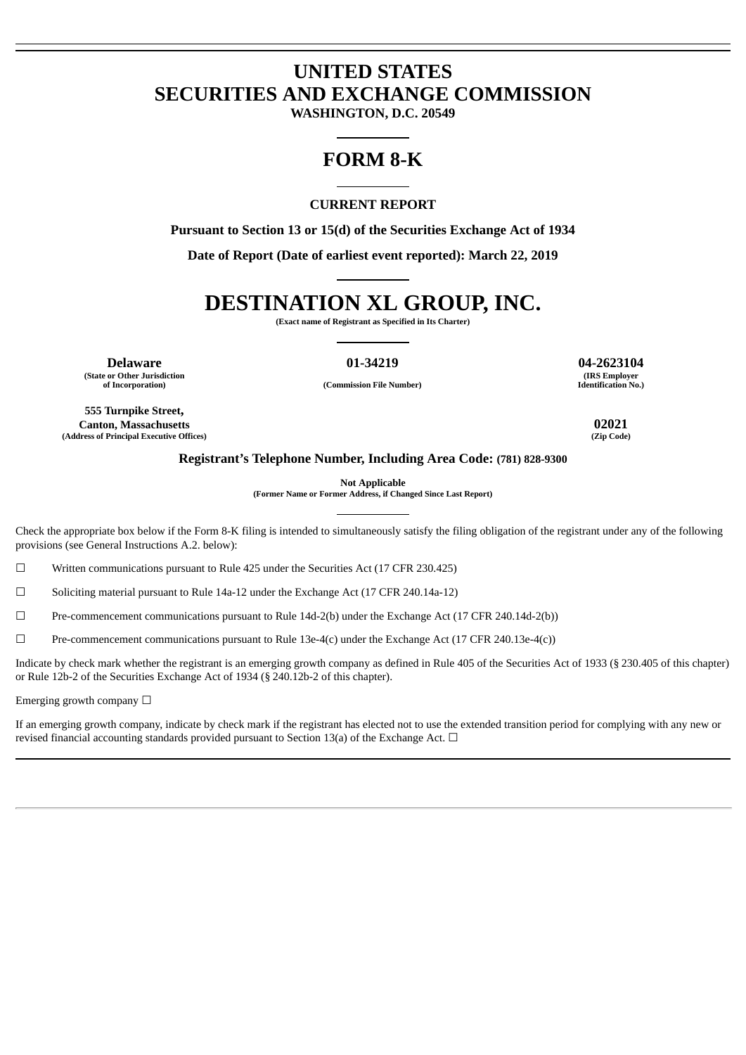# UNITED STATES
# SECURITIES AND EXCHANGE COMMISSION

**WASHINGTON, D.C. 20549**

---

# FORM 8-K

---

**CURRENT REPORT**

**Pursuant to Section 13 or 15(d) of the Securities Exchange Act of 1934**

**Date of Report (Date of earliest event reported): March 22, 2019**

---

# DESTINATION XL GROUP, INC.

**(Exact name of Registrant as Specified in Its Charter)**

---

| **Delaware** | **01-34219** | **04-2623104** |
|---|---|---|
| **(State or Other Jurisdiction of Incorporation)** | **(Commission File Number)** | **(IRS Employer Identification No.)** |

| **555 Turnpike Street, Canton, Massachusetts** | **02021** |
|---|---|
| **(Address of Principal Executive Offices)** | **(Zip Code)** |

**Registrant's Telephone Number, Including Area Code: (781) 828-9300**

**Not Applicable**
**(Former Name or Former Address, if Changed Since Last Report)**

---

Check the appropriate box below if the Form 8-K filing is intended to simultaneously satisfy the filing obligation of the registrant under any of the following provisions (see General Instructions A.2. below):

☐ Written communications pursuant to Rule 425 under the Securities Act (17 CFR 230.425)

☐ Soliciting material pursuant to Rule 14a-12 under the Exchange Act (17 CFR 240.14a-12)

☐ Pre-commencement communications pursuant to Rule 14d-2(b) under the Exchange Act (17 CFR 240.14d-2(b))

☐ Pre-commencement communications pursuant to Rule 13e-4(c) under the Exchange Act (17 CFR 240.13e-4(c))

Indicate by check mark whether the registrant is an emerging growth company as defined in Rule 405 of the Securities Act of 1933 (§ 230.405 of this chapter) or Rule 12b-2 of the Securities Exchange Act of 1934 (§ 240.12b-2 of this chapter).

Emerging growth company ☐

If an emerging growth company, indicate by check mark if the registrant has elected not to use the extended transition period for complying with any new or revised financial accounting standards provided pursuant to Section 13(a) of the Exchange Act. ☐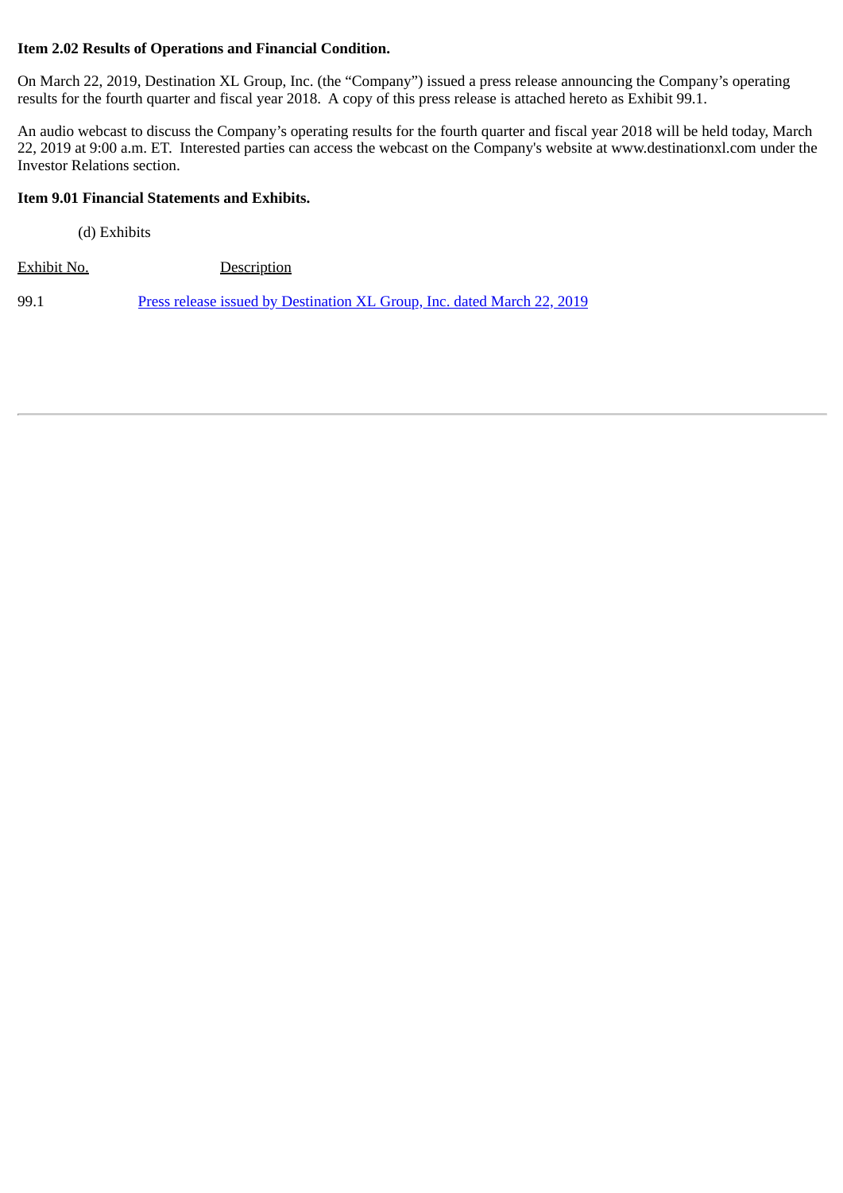**Item 2.02 Results of Operations and Financial Condition.**

On March 22, 2019, Destination XL Group, Inc. (the "Company") issued a press release announcing the Company's operating results for the fourth quarter and fiscal year 2018. A copy of this press release is attached hereto as Exhibit 99.1.

An audio webcast to discuss the Company's operating results for the fourth quarter and fiscal year 2018 will be held today, March 22, 2019 at 9:00 a.m. ET. Interested parties can access the webcast on the Company's website at www.destinationxl.com under the Investor Relations section.

**Item 9.01 Financial Statements and Exhibits.**

(d) Exhibits

| Exhibit No. | Description |
| --- | --- |
| 99.1 | Press release issued by Destination XL Group, Inc. dated March 22, 2019 |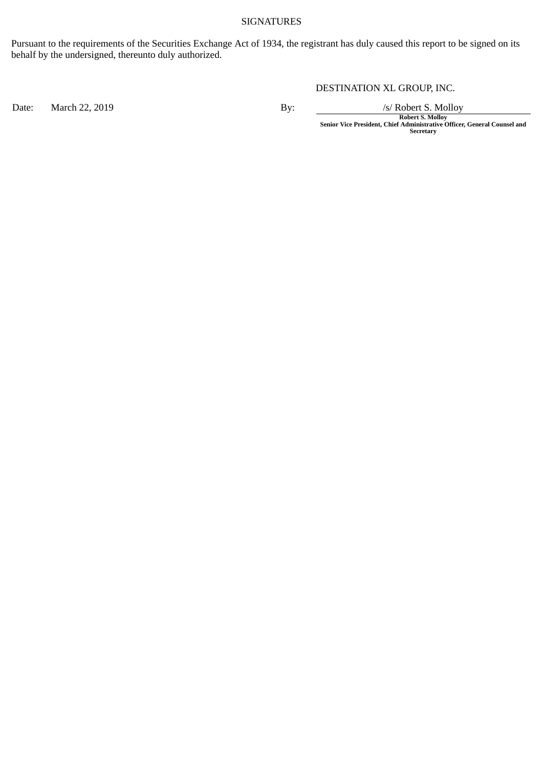SIGNATURES

Pursuant to the requirements of the Securities Exchange Act of 1934, the registrant has duly caused this report to be signed on its behalf by the undersigned, thereunto duly authorized.

DESTINATION XL GROUP, INC.

Date: March 22, 2019

By: /s/ Robert S. Molloy

**Robert S. Molloy**
**Senior Vice President, Chief Administrative Officer, General Counsel and Secretary**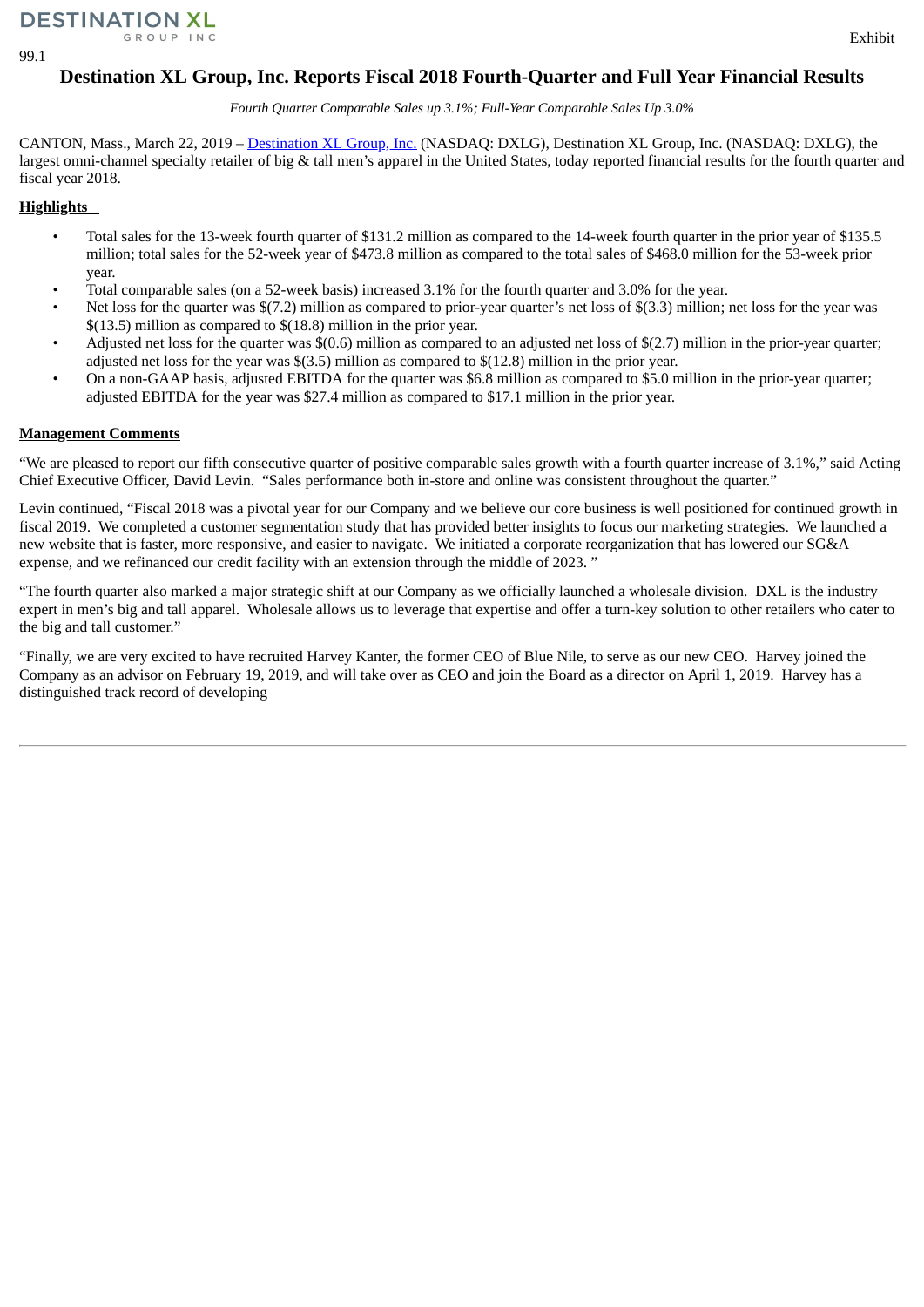DESTINATION XL GROUP INC

Exhibit 99.1

# Destination XL Group, Inc. Reports Fiscal 2018 Fourth-Quarter and Full Year Financial Results

*Fourth Quarter Comparable Sales up 3.1%; Full-Year Comparable Sales Up 3.0%*

CANTON, Mass., March 22, 2019 – Destination XL Group, Inc. (NASDAQ: DXLG), Destination XL Group, Inc. (NASDAQ: DXLG), the largest omni-channel specialty retailer of big & tall men's apparel in the United States, today reported financial results for the fourth quarter and fiscal year 2018.

**Highlights**

- Total sales for the 13-week fourth quarter of $131.2 million as compared to the 14-week fourth quarter in the prior year of $135.5 million; total sales for the 52-week year of $473.8 million as compared to the total sales of $468.0 million for the 53-week prior year.
- Total comparable sales (on a 52-week basis) increased 3.1% for the fourth quarter and 3.0% for the year.
- Net loss for the quarter was $(7.2) million as compared to prior-year quarter's net loss of $(3.3) million; net loss for the year was $(13.5) million as compared to $(18.8) million in the prior year.
- Adjusted net loss for the quarter was $(0.6) million as compared to an adjusted net loss of $(2.7) million in the prior-year quarter; adjusted net loss for the year was $(3.5) million as compared to $(12.8) million in the prior year.
- On a non-GAAP basis, adjusted EBITDA for the quarter was $6.8 million as compared to $5.0 million in the prior-year quarter; adjusted EBITDA for the year was $27.4 million as compared to $17.1 million in the prior year.

**Management Comments**

"We are pleased to report our fifth consecutive quarter of positive comparable sales growth with a fourth quarter increase of 3.1%," said Acting Chief Executive Officer, David Levin. "Sales performance both in-store and online was consistent throughout the quarter."

Levin continued, "Fiscal 2018 was a pivotal year for our Company and we believe our core business is well positioned for continued growth in fiscal 2019. We completed a customer segmentation study that has provided better insights to focus our marketing strategies. We launched a new website that is faster, more responsive, and easier to navigate. We initiated a corporate reorganization that has lowered our SG&A expense, and we refinanced our credit facility with an extension through the middle of 2023. "

"The fourth quarter also marked a major strategic shift at our Company as we officially launched a wholesale division. DXL is the industry expert in men's big and tall apparel. Wholesale allows us to leverage that expertise and offer a turn-key solution to other retailers who cater to the big and tall customer."

"Finally, we are very excited to have recruited Harvey Kanter, the former CEO of Blue Nile, to serve as our new CEO. Harvey joined the Company as an advisor on February 19, 2019, and will take over as CEO and join the Board as a director on April 1, 2019. Harvey has a distinguished track record of developing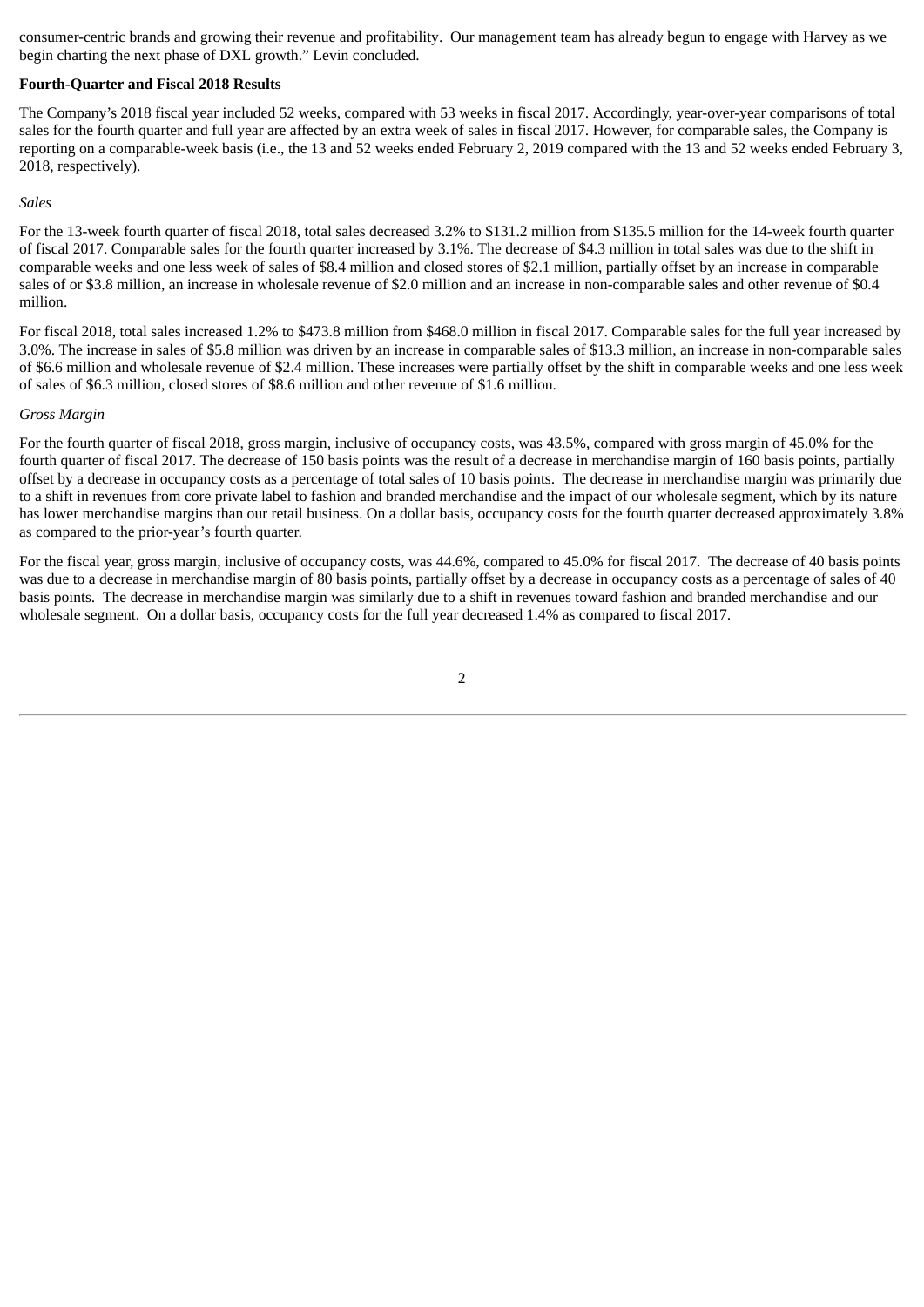consumer-centric brands and growing their revenue and profitability. Our management team has already begun to engage with Harvey as we begin charting the next phase of DXL growth." Levin concluded.

**Fourth-Quarter and Fiscal 2018 Results**

The Company's 2018 fiscal year included 52 weeks, compared with 53 weeks in fiscal 2017. Accordingly, year-over-year comparisons of total sales for the fourth quarter and full year are affected by an extra week of sales in fiscal 2017. However, for comparable sales, the Company is reporting on a comparable-week basis (i.e., the 13 and 52 weeks ended February 2, 2019 compared with the 13 and 52 weeks ended February 3, 2018, respectively).

*Sales*

For the 13-week fourth quarter of fiscal 2018, total sales decreased 3.2% to $131.2 million from $135.5 million for the 14-week fourth quarter of fiscal 2017. Comparable sales for the fourth quarter increased by 3.1%. The decrease of $4.3 million in total sales was due to the shift in comparable weeks and one less week of sales of $8.4 million and closed stores of $2.1 million, partially offset by an increase in comparable sales of or $3.8 million, an increase in wholesale revenue of $2.0 million and an increase in non-comparable sales and other revenue of $0.4 million.

For fiscal 2018, total sales increased 1.2% to $473.8 million from $468.0 million in fiscal 2017. Comparable sales for the full year increased by 3.0%. The increase in sales of $5.8 million was driven by an increase in comparable sales of $13.3 million, an increase in non-comparable sales of $6.6 million and wholesale revenue of $2.4 million. These increases were partially offset by the shift in comparable weeks and one less week of sales of $6.3 million, closed stores of $8.6 million and other revenue of $1.6 million.

*Gross Margin*

For the fourth quarter of fiscal 2018, gross margin, inclusive of occupancy costs, was 43.5%, compared with gross margin of 45.0% for the fourth quarter of fiscal 2017. The decrease of 150 basis points was the result of a decrease in merchandise margin of 160 basis points, partially offset by a decrease in occupancy costs as a percentage of total sales of 10 basis points. The decrease in merchandise margin was primarily due to a shift in revenues from core private label to fashion and branded merchandise and the impact of our wholesale segment, which by its nature has lower merchandise margins than our retail business. On a dollar basis, occupancy costs for the fourth quarter decreased approximately 3.8% as compared to the prior-year's fourth quarter.

For the fiscal year, gross margin, inclusive of occupancy costs, was 44.6%, compared to 45.0% for fiscal 2017. The decrease of 40 basis points was due to a decrease in merchandise margin of 80 basis points, partially offset by a decrease in occupancy costs as a percentage of sales of 40 basis points. The decrease in merchandise margin was similarly due to a shift in revenues toward fashion and branded merchandise and our wholesale segment. On a dollar basis, occupancy costs for the full year decreased 1.4% as compared to fiscal 2017.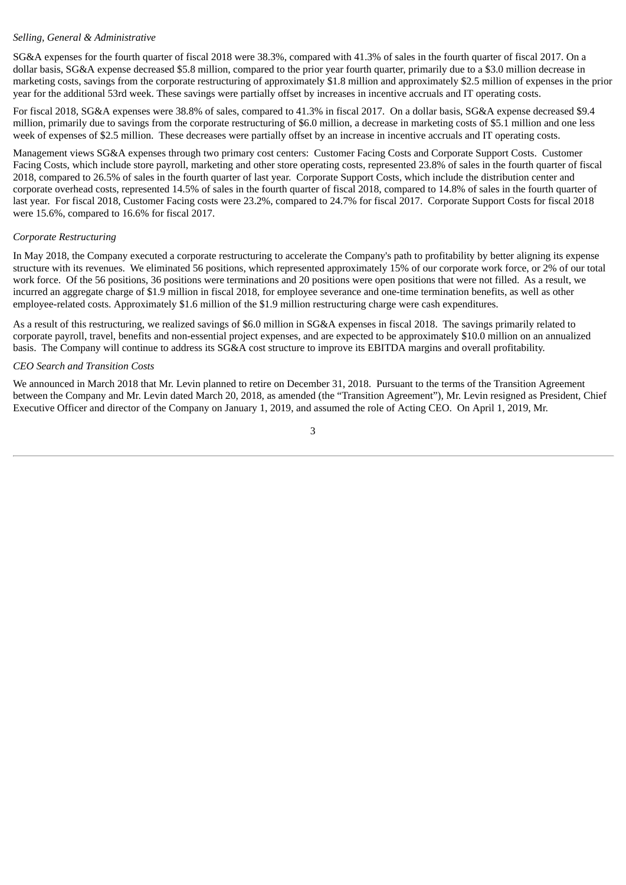*Selling, General & Administrative*

SG&A expenses for the fourth quarter of fiscal 2018 were 38.3%, compared with 41.3% of sales in the fourth quarter of fiscal 2017. On a dollar basis, SG&A expense decreased $5.8 million, compared to the prior year fourth quarter, primarily due to a $3.0 million decrease in marketing costs, savings from the corporate restructuring of approximately $1.8 million and approximately $2.5 million of expenses in the prior year for the additional 53rd week. These savings were partially offset by increases in incentive accruals and IT operating costs.

For fiscal 2018, SG&A expenses were 38.8% of sales, compared to 41.3% in fiscal 2017. On a dollar basis, SG&A expense decreased $9.4 million, primarily due to savings from the corporate restructuring of $6.0 million, a decrease in marketing costs of $5.1 million and one less week of expenses of $2.5 million. These decreases were partially offset by an increase in incentive accruals and IT operating costs.

Management views SG&A expenses through two primary cost centers: Customer Facing Costs and Corporate Support Costs. Customer Facing Costs, which include store payroll, marketing and other store operating costs, represented 23.8% of sales in the fourth quarter of fiscal 2018, compared to 26.5% of sales in the fourth quarter of last year. Corporate Support Costs, which include the distribution center and corporate overhead costs, represented 14.5% of sales in the fourth quarter of fiscal 2018, compared to 14.8% of sales in the fourth quarter of last year. For fiscal 2018, Customer Facing costs were 23.2%, compared to 24.7% for fiscal 2017. Corporate Support Costs for fiscal 2018 were 15.6%, compared to 16.6% for fiscal 2017.

*Corporate Restructuring*

In May 2018, the Company executed a corporate restructuring to accelerate the Company's path to profitability by better aligning its expense structure with its revenues. We eliminated 56 positions, which represented approximately 15% of our corporate work force, or 2% of our total work force. Of the 56 positions, 36 positions were terminations and 20 positions were open positions that were not filled. As a result, we incurred an aggregate charge of $1.9 million in fiscal 2018, for employee severance and one-time termination benefits, as well as other employee-related costs. Approximately $1.6 million of the $1.9 million restructuring charge were cash expenditures.

As a result of this restructuring, we realized savings of $6.0 million in SG&A expenses in fiscal 2018. The savings primarily related to corporate payroll, travel, benefits and non-essential project expenses, and are expected to be approximately $10.0 million on an annualized basis. The Company will continue to address its SG&A cost structure to improve its EBITDA margins and overall profitability.

*CEO Search and Transition Costs*

We announced in March 2018 that Mr. Levin planned to retire on December 31, 2018. Pursuant to the terms of the Transition Agreement between the Company and Mr. Levin dated March 20, 2018, as amended (the "Transition Agreement"), Mr. Levin resigned as President, Chief Executive Officer and director of the Company on January 1, 2019, and assumed the role of Acting CEO. On April 1, 2019, Mr.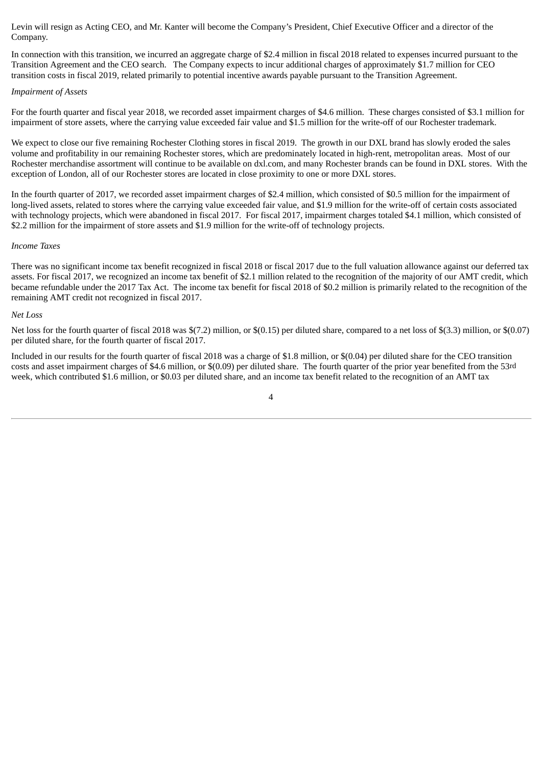Levin will resign as Acting CEO, and Mr. Kanter will become the Company's President, Chief Executive Officer and a director of the Company.

In connection with this transition, we incurred an aggregate charge of $2.4 million in fiscal 2018 related to expenses incurred pursuant to the Transition Agreement and the CEO search. The Company expects to incur additional charges of approximately $1.7 million for CEO transition costs in fiscal 2019, related primarily to potential incentive awards payable pursuant to the Transition Agreement.

*Impairment of Assets*

For the fourth quarter and fiscal year 2018, we recorded asset impairment charges of $4.6 million. These charges consisted of $3.1 million for impairment of store assets, where the carrying value exceeded fair value and $1.5 million for the write-off of our Rochester trademark.

We expect to close our five remaining Rochester Clothing stores in fiscal 2019. The growth in our DXL brand has slowly eroded the sales volume and profitability in our remaining Rochester stores, which are predominately located in high-rent, metropolitan areas. Most of our Rochester merchandise assortment will continue to be available on dxl.com, and many Rochester brands can be found in DXL stores. With the exception of London, all of our Rochester stores are located in close proximity to one or more DXL stores.

In the fourth quarter of 2017, we recorded asset impairment charges of $2.4 million, which consisted of $0.5 million for the impairment of long-lived assets, related to stores where the carrying value exceeded fair value, and $1.9 million for the write-off of certain costs associated with technology projects, which were abandoned in fiscal 2017. For fiscal 2017, impairment charges totaled $4.1 million, which consisted of $2.2 million for the impairment of store assets and $1.9 million for the write-off of technology projects.

*Income Taxes*

There was no significant income tax benefit recognized in fiscal 2018 or fiscal 2017 due to the full valuation allowance against our deferred tax assets. For fiscal 2017, we recognized an income tax benefit of $2.1 million related to the recognition of the majority of our AMT credit, which became refundable under the 2017 Tax Act. The income tax benefit for fiscal 2018 of $0.2 million is primarily related to the recognition of the remaining AMT credit not recognized in fiscal 2017.

*Net Loss*

Net loss for the fourth quarter of fiscal 2018 was $(7.2) million, or $(0.15) per diluted share, compared to a net loss of $(3.3) million, or $(0.07) per diluted share, for the fourth quarter of fiscal 2017.

Included in our results for the fourth quarter of fiscal 2018 was a charge of $1.8 million, or $(0.04) per diluted share for the CEO transition costs and asset impairment charges of $4.6 million, or $(0.09) per diluted share. The fourth quarter of the prior year benefited from the 53rd week, which contributed $1.6 million, or $0.03 per diluted share, and an income tax benefit related to the recognition of an AMT tax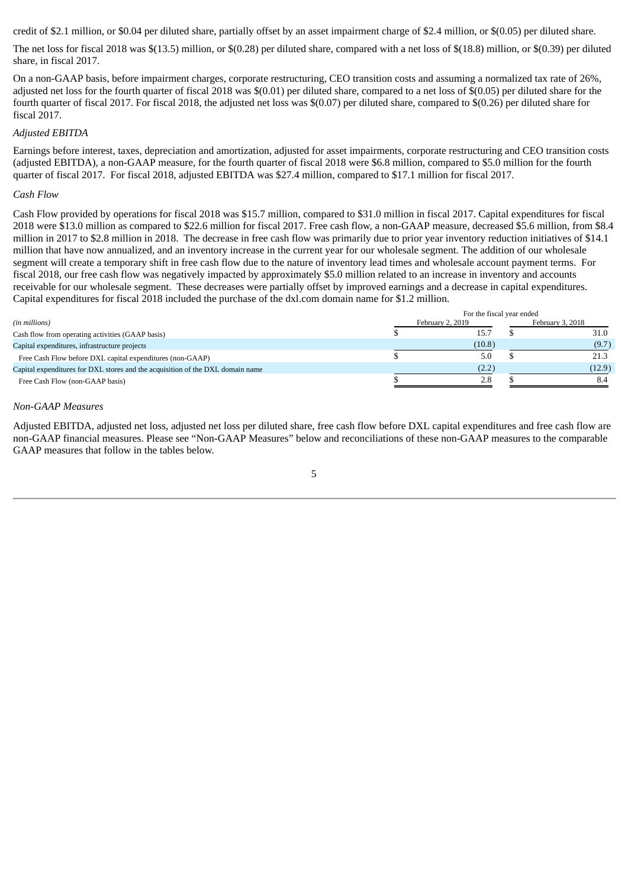credit of $2.1 million, or $0.04 per diluted share, partially offset by an asset impairment charge of $2.4 million, or $(0.05) per diluted share.

The net loss for fiscal 2018 was $(13.5) million, or $(0.28) per diluted share, compared with a net loss of $(18.8) million, or $(0.39) per diluted share, in fiscal 2017.

On a non-GAAP basis, before impairment charges, corporate restructuring, CEO transition costs and assuming a normalized tax rate of 26%, adjusted net loss for the fourth quarter of fiscal 2018 was $(0.01) per diluted share, compared to a net loss of $(0.05) per diluted share for the fourth quarter of fiscal 2017. For fiscal 2018, the adjusted net loss was $(0.07) per diluted share, compared to $(0.26) per diluted share for fiscal 2017.

*Adjusted EBITDA*

Earnings before interest, taxes, depreciation and amortization, adjusted for asset impairments, corporate restructuring and CEO transition costs (adjusted EBITDA), a non-GAAP measure, for the fourth quarter of fiscal 2018 were $6.8 million, compared to $5.0 million for the fourth quarter of fiscal 2017. For fiscal 2018, adjusted EBITDA was $27.4 million, compared to $17.1 million for fiscal 2017.

*Cash Flow*

Cash Flow provided by operations for fiscal 2018 was $15.7 million, compared to $31.0 million in fiscal 2017. Capital expenditures for fiscal 2018 were $13.0 million as compared to $22.6 million for fiscal 2017. Free cash flow, a non-GAAP measure, decreased $5.6 million, from $8.4 million in 2017 to $2.8 million in 2018. The decrease in free cash flow was primarily due to prior year inventory reduction initiatives of $14.1 million that have now annualized, and an inventory increase in the current year for our wholesale segment. The addition of our wholesale segment will create a temporary shift in free cash flow due to the nature of inventory lead times and wholesale account payment terms. For fiscal 2018, our free cash flow was negatively impacted by approximately $5.0 million related to an increase in inventory and accounts receivable for our wholesale segment. These decreases were partially offset by improved earnings and a decrease in capital expenditures. Capital expenditures for fiscal 2018 included the purchase of the dxl.com domain name for $1.2 million.

| *(in millions)* | For the fiscal year ended February 2, 2019 | February 3, 2018 |
|---|---|---|
| Cash flow from operating activities (GAAP basis) | $ 15.7 | $ 31.0 |
| Capital expenditures, infrastructure projects | (10.8) | (9.7) |
| Free Cash Flow before DXL capital expenditures (non-GAAP) | $ 5.0 | $ 21.3 |
| Capital expenditures for DXL stores and the acquisition of the DXL domain name | (2.2) | (12.9) |
| Free Cash Flow (non-GAAP basis) | $ 2.8 | $ 8.4 |

*Non-GAAP Measures*

Adjusted EBITDA, adjusted net loss, adjusted net loss per diluted share, free cash flow before DXL capital expenditures and free cash flow are non-GAAP financial measures. Please see "Non-GAAP Measures" below and reconciliations of these non-GAAP measures to the comparable GAAP measures that follow in the tables below.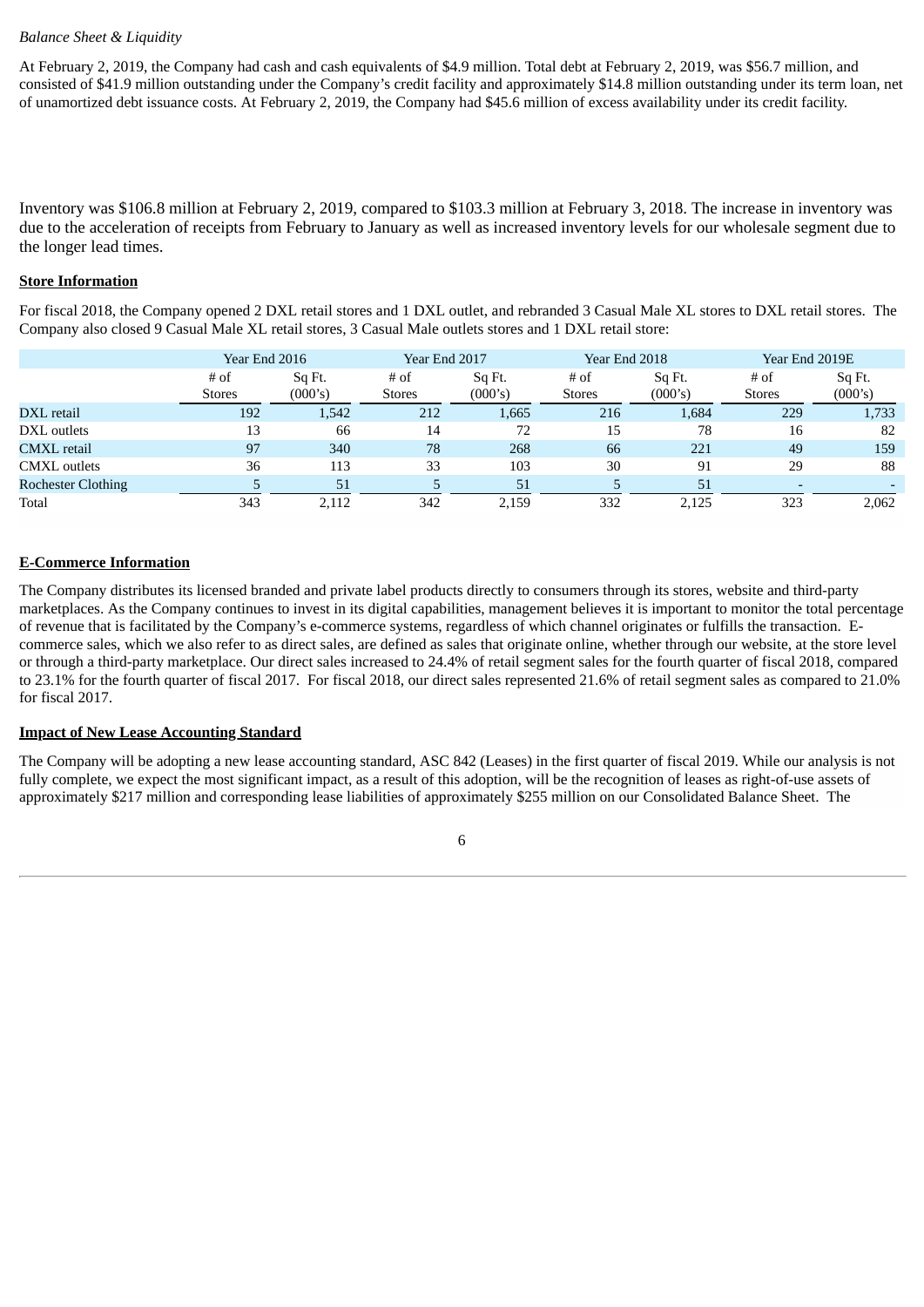*Balance Sheet & Liquidity*

At February 2, 2019, the Company had cash and cash equivalents of $4.9 million. Total debt at February 2, 2019, was $56.7 million, and consisted of $41.9 million outstanding under the Company's credit facility and approximately $14.8 million outstanding under its term loan, net of unamortized debt issuance costs. At February 2, 2019, the Company had $45.6 million of excess availability under its credit facility.

Inventory was $106.8 million at February 2, 2019, compared to $103.3 million at February 3, 2018. The increase in inventory was due to the acceleration of receipts from February to January as well as increased inventory levels for our wholesale segment due to the longer lead times.

**Store Information**

For fiscal 2018, the Company opened 2 DXL retail stores and 1 DXL outlet, and rebranded 3 Casual Male XL stores to DXL retail stores. The Company also closed 9 Casual Male XL retail stores, 3 Casual Male outlets stores and 1 DXL retail store:

| | Year End 2016 | | Year End 2017 | | Year End 2018 | | Year End 2019E | |
|---|---|---|---|---|---|---|---|---|
| | # of Stores | Sq Ft. (000's) | # of Stores | Sq Ft. (000's) | # of Stores | Sq Ft. (000's) | # of Stores | Sq Ft. (000's) |
| DXL retail | 192 | 1,542 | 212 | 1,665 | 216 | 1,684 | 229 | 1,733 |
| DXL outlets | 13 | 66 | 14 | 72 | 15 | 78 | 16 | 82 |
| CMXL retail | 97 | 340 | 78 | 268 | 66 | 221 | 49 | 159 |
| CMXL outlets | 36 | 113 | 33 | 103 | 30 | 91 | 29 | 88 |
| Rochester Clothing | 5 | 51 | 5 | 51 | 5 | 51 | - | - |
| Total | 343 | 2,112 | 342 | 2,159 | 332 | 2,125 | 323 | 2,062 |

**E-Commerce Information**

The Company distributes its licensed branded and private label products directly to consumers through its stores, website and third-party marketplaces. As the Company continues to invest in its digital capabilities, management believes it is important to monitor the total percentage of revenue that is facilitated by the Company's e-commerce systems, regardless of which channel originates or fulfills the transaction. E-commerce sales, which we also refer to as direct sales, are defined as sales that originate online, whether through our website, at the store level or through a third-party marketplace. Our direct sales increased to 24.4% of retail segment sales for the fourth quarter of fiscal 2018, compared to 23.1% for the fourth quarter of fiscal 2017. For fiscal 2018, our direct sales represented 21.6% of retail segment sales as compared to 21.0% for fiscal 2017.

**Impact of New Lease Accounting Standard**

The Company will be adopting a new lease accounting standard, ASC 842 (Leases) in the first quarter of fiscal 2019. While our analysis is not fully complete, we expect the most significant impact, as a result of this adoption, will be the recognition of leases as right-of-use assets of approximately $217 million and corresponding lease liabilities of approximately $255 million on our Consolidated Balance Sheet. The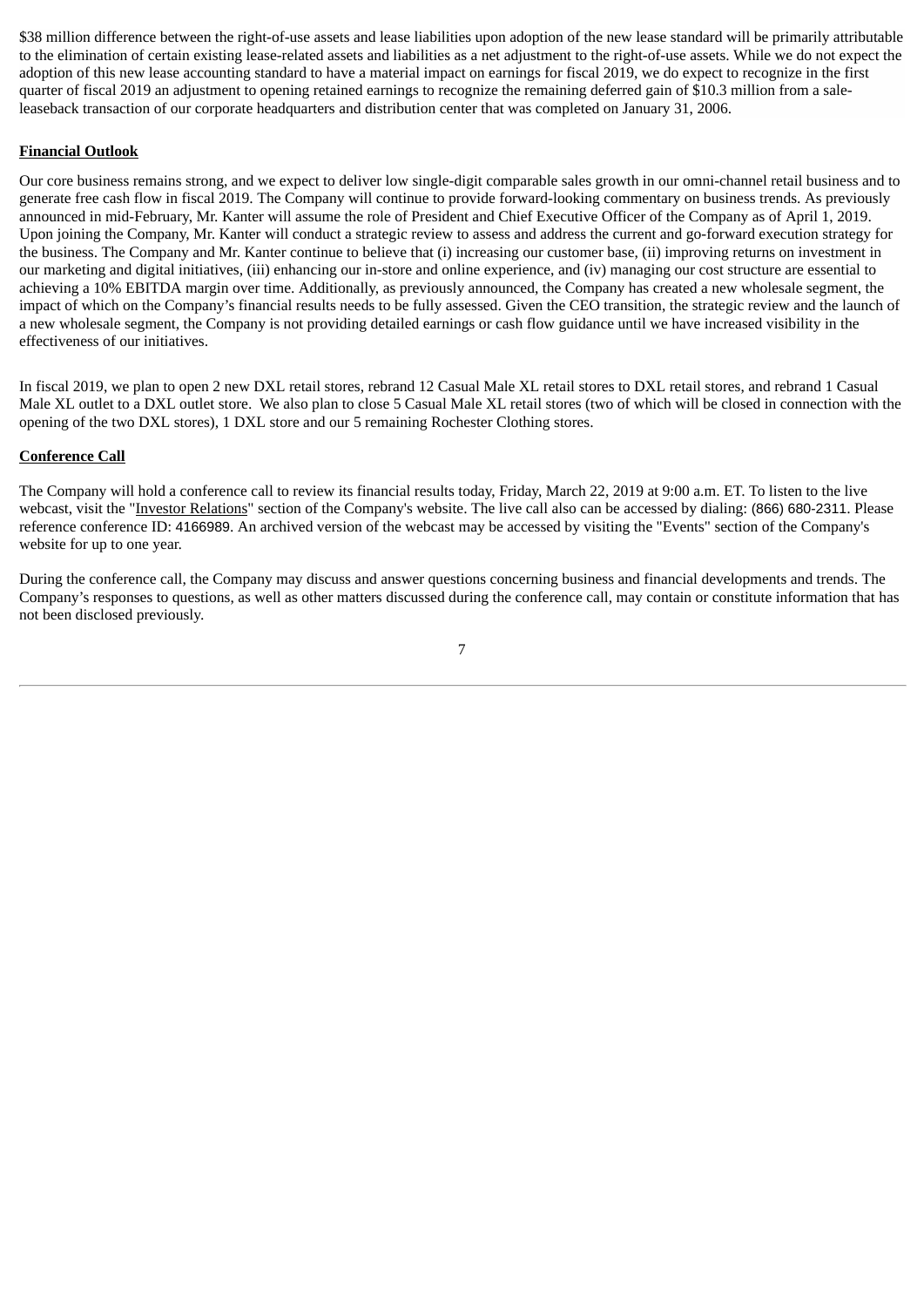$38 million difference between the right-of-use assets and lease liabilities upon adoption of the new lease standard will be primarily attributable to the elimination of certain existing lease-related assets and liabilities as a net adjustment to the right-of-use assets. While we do not expect the adoption of this new lease accounting standard to have a material impact on earnings for fiscal 2019, we do expect to recognize in the first quarter of fiscal 2019 an adjustment to opening retained earnings to recognize the remaining deferred gain of $10.3 million from a sale-leaseback transaction of our corporate headquarters and distribution center that was completed on January 31, 2006.

**Financial Outlook**

Our core business remains strong, and we expect to deliver low single-digit comparable sales growth in our omni-channel retail business and to generate free cash flow in fiscal 2019. The Company will continue to provide forward-looking commentary on business trends. As previously announced in mid-February, Mr. Kanter will assume the role of President and Chief Executive Officer of the Company as of April 1, 2019. Upon joining the Company, Mr. Kanter will conduct a strategic review to assess and address the current and go-forward execution strategy for the business. The Company and Mr. Kanter continue to believe that (i) increasing our customer base, (ii) improving returns on investment in our marketing and digital initiatives, (iii) enhancing our in-store and online experience, and (iv) managing our cost structure are essential to achieving a 10% EBITDA margin over time. Additionally, as previously announced, the Company has created a new wholesale segment, the impact of which on the Company's financial results needs to be fully assessed. Given the CEO transition, the strategic review and the launch of a new wholesale segment, the Company is not providing detailed earnings or cash flow guidance until we have increased visibility in the effectiveness of our initiatives.

In fiscal 2019, we plan to open 2 new DXL retail stores, rebrand 12 Casual Male XL retail stores to DXL retail stores, and rebrand 1 Casual Male XL outlet to a DXL outlet store. We also plan to close 5 Casual Male XL retail stores (two of which will be closed in connection with the opening of the two DXL stores), 1 DXL store and our 5 remaining Rochester Clothing stores.

**Conference Call**

The Company will hold a conference call to review its financial results today, Friday, March 22, 2019 at 9:00 a.m. ET. To listen to the live webcast, visit the "Investor Relations" section of the Company's website. The live call also can be accessed by dialing: (866) 680-2311. Please reference conference ID: 4166989. An archived version of the webcast may be accessed by visiting the "Events" section of the Company's website for up to one year.

During the conference call, the Company may discuss and answer questions concerning business and financial developments and trends. The Company's responses to questions, as well as other matters discussed during the conference call, may contain or constitute information that has not been disclosed previously.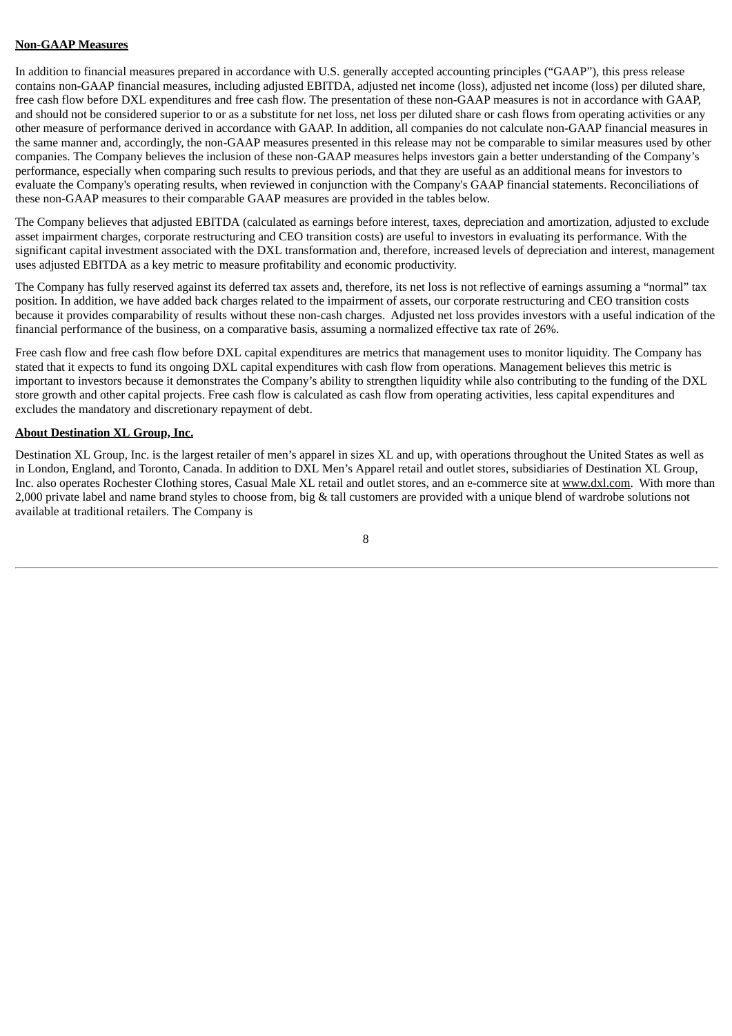**Non-GAAP Measures**

In addition to financial measures prepared in accordance with U.S. generally accepted accounting principles ("GAAP"), this press release contains non-GAAP financial measures, including adjusted EBITDA, adjusted net income (loss), adjusted net income (loss) per diluted share, free cash flow before DXL expenditures and free cash flow. The presentation of these non-GAAP measures is not in accordance with GAAP, and should not be considered superior to or as a substitute for net loss, net loss per diluted share or cash flows from operating activities or any other measure of performance derived in accordance with GAAP. In addition, all companies do not calculate non-GAAP financial measures in the same manner and, accordingly, the non-GAAP measures presented in this release may not be comparable to similar measures used by other companies. The Company believes the inclusion of these non-GAAP measures helps investors gain a better understanding of the Company's performance, especially when comparing such results to previous periods, and that they are useful as an additional means for investors to evaluate the Company's operating results, when reviewed in conjunction with the Company's GAAP financial statements. Reconciliations of these non-GAAP measures to their comparable GAAP measures are provided in the tables below.

The Company believes that adjusted EBITDA (calculated as earnings before interest, taxes, depreciation and amortization, adjusted to exclude asset impairment charges, corporate restructuring and CEO transition costs) are useful to investors in evaluating its performance. With the significant capital investment associated with the DXL transformation and, therefore, increased levels of depreciation and interest, management uses adjusted EBITDA as a key metric to measure profitability and economic productivity.

The Company has fully reserved against its deferred tax assets and, therefore, its net loss is not reflective of earnings assuming a "normal" tax position. In addition, we have added back charges related to the impairment of assets, our corporate restructuring and CEO transition costs because it provides comparability of results without these non-cash charges. Adjusted net loss provides investors with a useful indication of the financial performance of the business, on a comparative basis, assuming a normalized effective tax rate of 26%.

Free cash flow and free cash flow before DXL capital expenditures are metrics that management uses to monitor liquidity. The Company has stated that it expects to fund its ongoing DXL capital expenditures with cash flow from operations. Management believes this metric is important to investors because it demonstrates the Company's ability to strengthen liquidity while also contributing to the funding of the DXL store growth and other capital projects. Free cash flow is calculated as cash flow from operating activities, less capital expenditures and excludes the mandatory and discretionary repayment of debt.

**About Destination XL Group, Inc.**

Destination XL Group, Inc. is the largest retailer of men's apparel in sizes XL and up, with operations throughout the United States as well as in London, England, and Toronto, Canada. In addition to DXL Men's Apparel retail and outlet stores, subsidiaries of Destination XL Group, Inc. also operates Rochester Clothing stores, Casual Male XL retail and outlet stores, and an e-commerce site at www.dxl.com. With more than 2,000 private label and name brand styles to choose from, big & tall customers are provided with a unique blend of wardrobe solutions not available at traditional retailers. The Company is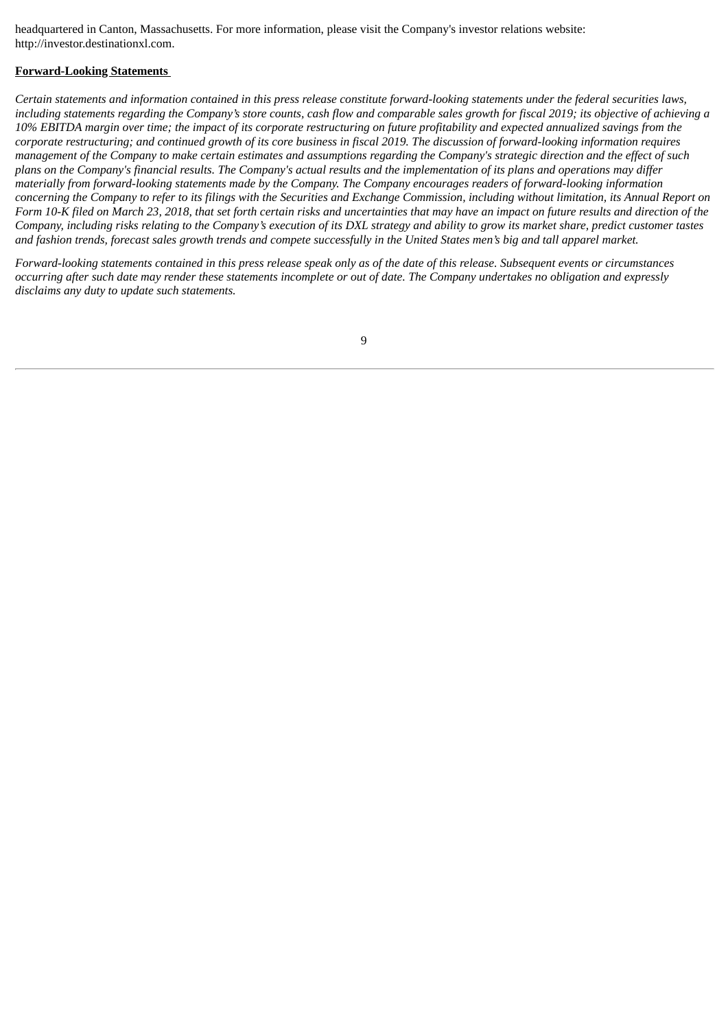headquartered in Canton, Massachusetts. For more information, please visit the Company's investor relations website: http://investor.destinationxl.com.

**Forward-Looking Statements**

*Certain statements and information contained in this press release constitute forward-looking statements under the federal securities laws, including statements regarding the Company's store counts, cash flow and comparable sales growth for fiscal 2019; its objective of achieving a 10% EBITDA margin over time; the impact of its corporate restructuring on future profitability and expected annualized savings from the corporate restructuring; and continued growth of its core business in fiscal 2019. The discussion of forward-looking information requires management of the Company to make certain estimates and assumptions regarding the Company's strategic direction and the effect of such plans on the Company's financial results. The Company's actual results and the implementation of its plans and operations may differ materially from forward-looking statements made by the Company. The Company encourages readers of forward-looking information concerning the Company to refer to its filings with the Securities and Exchange Commission, including without limitation, its Annual Report on Form 10-K filed on March 23, 2018, that set forth certain risks and uncertainties that may have an impact on future results and direction of the Company, including risks relating to the Company's execution of its DXL strategy and ability to grow its market share, predict customer tastes and fashion trends, forecast sales growth trends and compete successfully in the United States men's big and tall apparel market.*

*Forward-looking statements contained in this press release speak only as of the date of this release. Subsequent events or circumstances occurring after such date may render these statements incomplete or out of date. The Company undertakes no obligation and expressly disclaims any duty to update such statements.*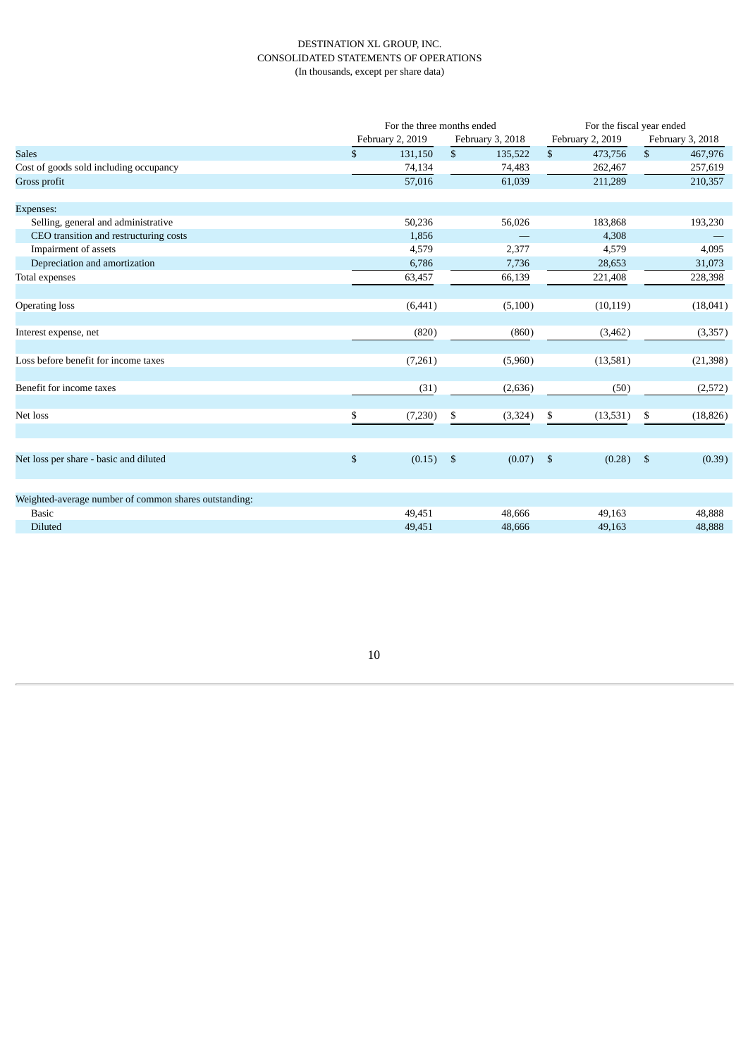DESTINATION XL GROUP, INC.
CONSOLIDATED STATEMENTS OF OPERATIONS
(In thousands, except per share data)

| | For the three months ended | | For the fiscal year ended | |
|---|---|---|---|---|
| | February 2, 2019 | February 3, 2018 | February 2, 2019 | February 3, 2018 |
| Sales | $ 131,150 | $ 135,522 | $ 473,756 | $ 467,976 |
| Cost of goods sold including occupancy | 74,134 | 74,483 | 262,467 | 257,619 |
| Gross profit | 57,016 | 61,039 | 211,289 | 210,357 |
| | | | | |
| Expenses: | | | | |
| Selling, general and administrative | 50,236 | 56,026 | 183,868 | 193,230 |
| CEO transition and restructuring costs | 1,856 | — | 4,308 | — |
| Impairment of assets | 4,579 | 2,377 | 4,579 | 4,095 |
| Depreciation and amortization | 6,786 | 7,736 | 28,653 | 31,073 |
| Total expenses | 63,457 | 66,139 | 221,408 | 228,398 |
| | | | | |
| Operating loss | (6,441) | (5,100) | (10,119) | (18,041) |
| | | | | |
| Interest expense, net | (820) | (860) | (3,462) | (3,357) |
| | | | | |
| Loss before benefit for income taxes | (7,261) | (5,960) | (13,581) | (21,398) |
| | | | | |
| Benefit for income taxes | (31) | (2,636) | (50) | (2,572) |
| | | | | |
| Net loss | $ (7,230) | $ (3,324) | $ (13,531) | $ (18,826) |
| | | | | |
| Net loss per share - basic and diluted | $ (0.15) | $ (0.07) | $ (0.28) | $ (0.39) |
| | | | | |
| Weighted-average number of common shares outstanding: | | | | |
| Basic | 49,451 | 48,666 | 49,163 | 48,888 |
| Diluted | 49,451 | 48,666 | 49,163 | 48,888 |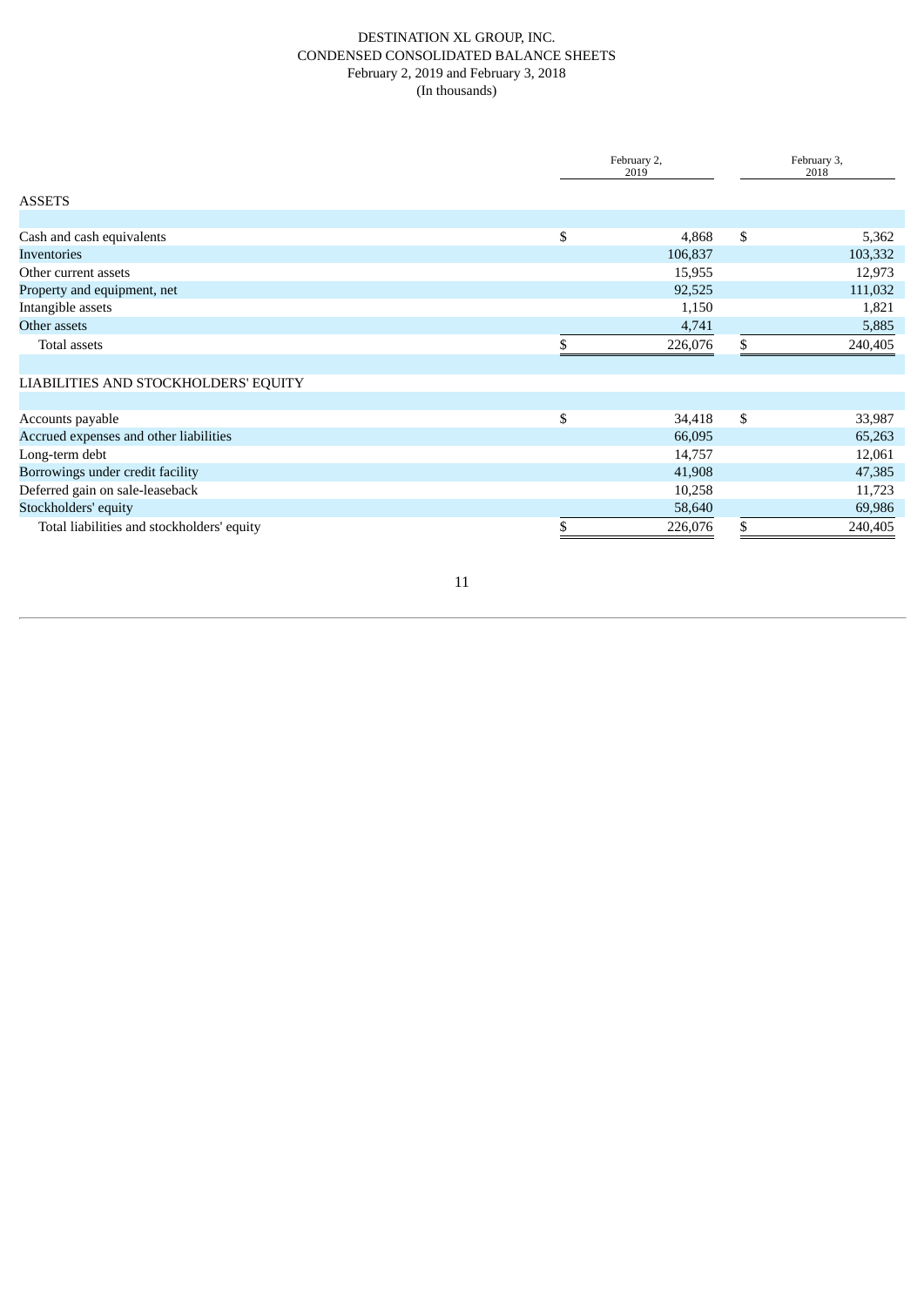DESTINATION XL GROUP, INC.
CONDENSED CONSOLIDATED BALANCE SHEETS
February 2, 2019 and February 3, 2018
(In thousands)

| | February 2, 2019 | February 3, 2018 |
|---|---|---|
| **ASSETS** | | |
| Cash and cash equivalents | $ 4,868 | $ 5,362 |
| Inventories | 106,837 | 103,332 |
| Other current assets | 15,955 | 12,973 |
| Property and equipment, net | 92,525 | 111,032 |
| Intangible assets | 1,150 | 1,821 |
| Other assets | 4,741 | 5,885 |
| Total assets | $ 226,076 | $ 240,405 |
| **LIABILITIES AND STOCKHOLDERS' EQUITY** | | |
| Accounts payable | $ 34,418 | $ 33,987 |
| Accrued expenses and other liabilities | 66,095 | 65,263 |
| Long-term debt | 14,757 | 12,061 |
| Borrowings under credit facility | 41,908 | 47,385 |
| Deferred gain on sale-leaseback | 10,258 | 11,723 |
| Stockholders' equity | 58,640 | 69,986 |
| Total liabilities and stockholders' equity | $ 226,076 | $ 240,405 |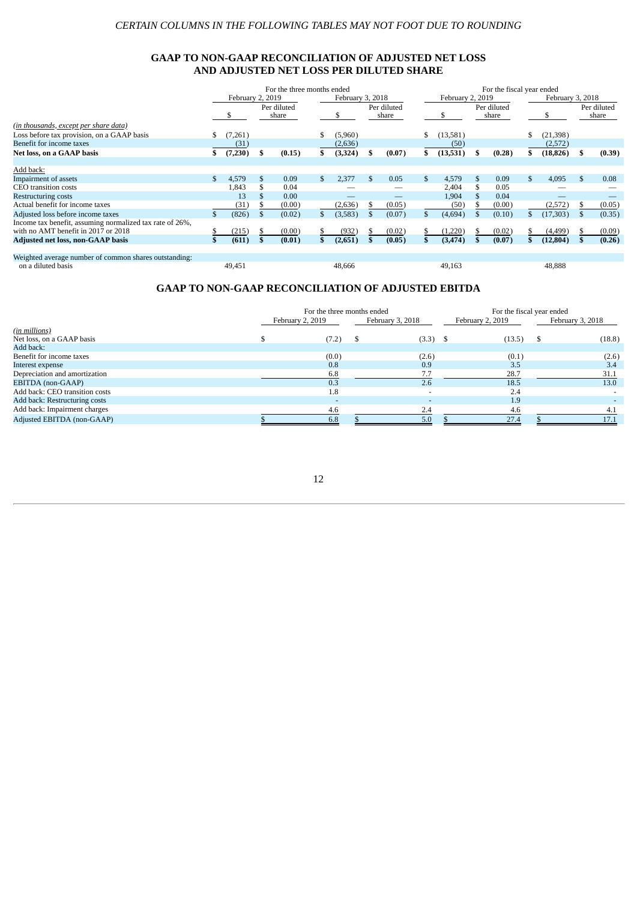*CERTAIN COLUMNS IN THE FOLLOWING TABLES MAY NOT FOOT DUE TO ROUNDING*

## GAAP TO NON-GAAP RECONCILIATION OF ADJUSTED NET LOSS AND ADJUSTED NET LOSS PER DILUTED SHARE

| | For the three months ended | | | | For the fiscal year ended | | | |
|---|---|---|---|---|---|---|---|---|
| | February 2, 2019 | | February 3, 2018 | | February 2, 2019 | | February 3, 2018 | |
| | $ | Per diluted share | $ | Per diluted share | $ | Per diluted share | $ | Per diluted share |
| *(in thousands, except per share data)* | | | | | | | | |
| Loss before tax provision, on a GAAP basis | $ (7,261) | | $ (5,960) | | $ (13,581) | | $ (21,398) | |
| Benefit for income taxes | (31) | | (2,636) | | (50) | | (2,572) | |
| **Net loss, on a GAAP basis** | **$ (7,230)** | **$ (0.15)** | **$ (3,324)** | **$ (0.07)** | **$ (13,531)** | **$ (0.28)** | **$ (18,826)** | **$ (0.39)** |
| Add back: | | | | | | | | |
| Impairment of assets | $ 4,579 | $ 0.09 | $ 2,377 | $ 0.05 | $ 4,579 | $ 0.09 | $ 4,095 | $ 0.08 |
| CEO transition costs | 1,843 | $ 0.04 | — | — | 2,404 | $ 0.05 | — | — |
| Restructuring costs | 13 | $ 0.00 | — | — | 1,904 | $ 0.04 | — | — |
| Actual benefit for income taxes | (31) | $ (0.00) | (2,636) | $ (0.05) | (50) | $ (0.00) | (2,572) | $ (0.05) |
| Adjusted loss before income taxes | $ (826) | $ (0.02) | $ (3,583) | $ (0.07) | $ (4,694) | $ (0.10) | $ (17,303) | $ (0.35) |
| Income tax benefit, assuming normalized tax rate of 26%, with no AMT benefit in 2017 or 2018 | $ (215) | $ (0.00) | $ (932) | $ (0.02) | $ (1,220) | $ (0.02) | $ (4,499) | $ (0.09) |
| **Adjusted net loss, non-GAAP basis** | **$ (611)** | **$ (0.01)** | **$ (2,651)** | **$ (0.05)** | **$ (3,474)** | **$ (0.07)** | **$ (12,804)** | **$ (0.26)** |
| Weighted average number of common shares outstanding: on a diluted basis | 49,451 | | 48,666 | | 49,163 | | 48,888 | |

## GAAP TO NON-GAAP RECONCILIATION OF ADJUSTED EBITDA

| | For the three months ended | | For the fiscal year ended | |
|---|---|---|---|---|
| | February 2, 2019 | February 3, 2018 | February 2, 2019 | February 3, 2018 |
| *(in millions)* | | | | |
| Net loss, on a GAAP basis | $ (7.2) | $ (3.3) | $ (13.5) | $ (18.8) |
| Add back: | | | | |
| Benefit for income taxes | (0.0) | (2.6) | (0.1) | (2.6) |
| Interest expense | 0.8 | 0.9 | 3.5 | 3.4 |
| Depreciation and amortization | 6.8 | 7.7 | 28.7 | 31.1 |
| EBITDA (non-GAAP) | 0.3 | 2.6 | 18.5 | 13.0 |
| Add back: CEO transition costs | 1.8 | - | 2.4 | - |
| Add back: Restructuring costs | - | - | 1.9 | - |
| Add back: Impairment charges | 4.6 | 2.4 | 4.6 | 4.1 |
| Adjusted EBITDA (non-GAAP) | $ 6.8 | $ 5.0 | $ 27.4 | $ 17.1 |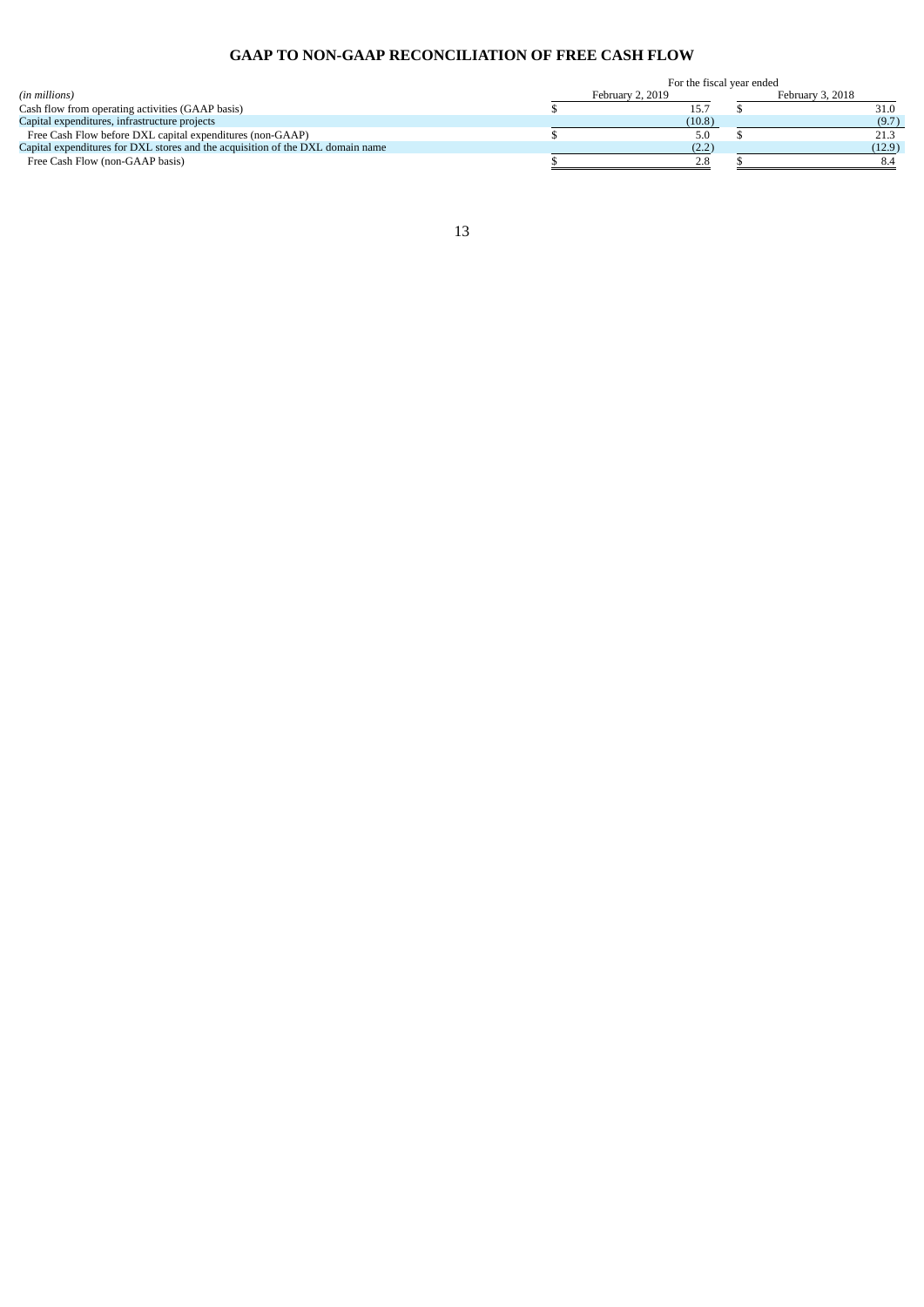## GAAP TO NON-GAAP RECONCILIATION OF FREE CASH FLOW

| | For the fiscal year ended | |
|---|---|---|
| *(in millions)* | February 2, 2019 | February 3, 2018 |
| Cash flow from operating activities (GAAP basis) | $ 15.7 | $ 31.0 |
| Capital expenditures, infrastructure projects | (10.8) | (9.7) |
| Free Cash Flow before DXL capital expenditures (non-GAAP) | $ 5.0 | $ 21.3 |
| Capital expenditures for DXL stores and the acquisition of the DXL domain name | (2.2) | (12.9) |
| Free Cash Flow (non-GAAP basis) | $ 2.8 | $ 8.4 |